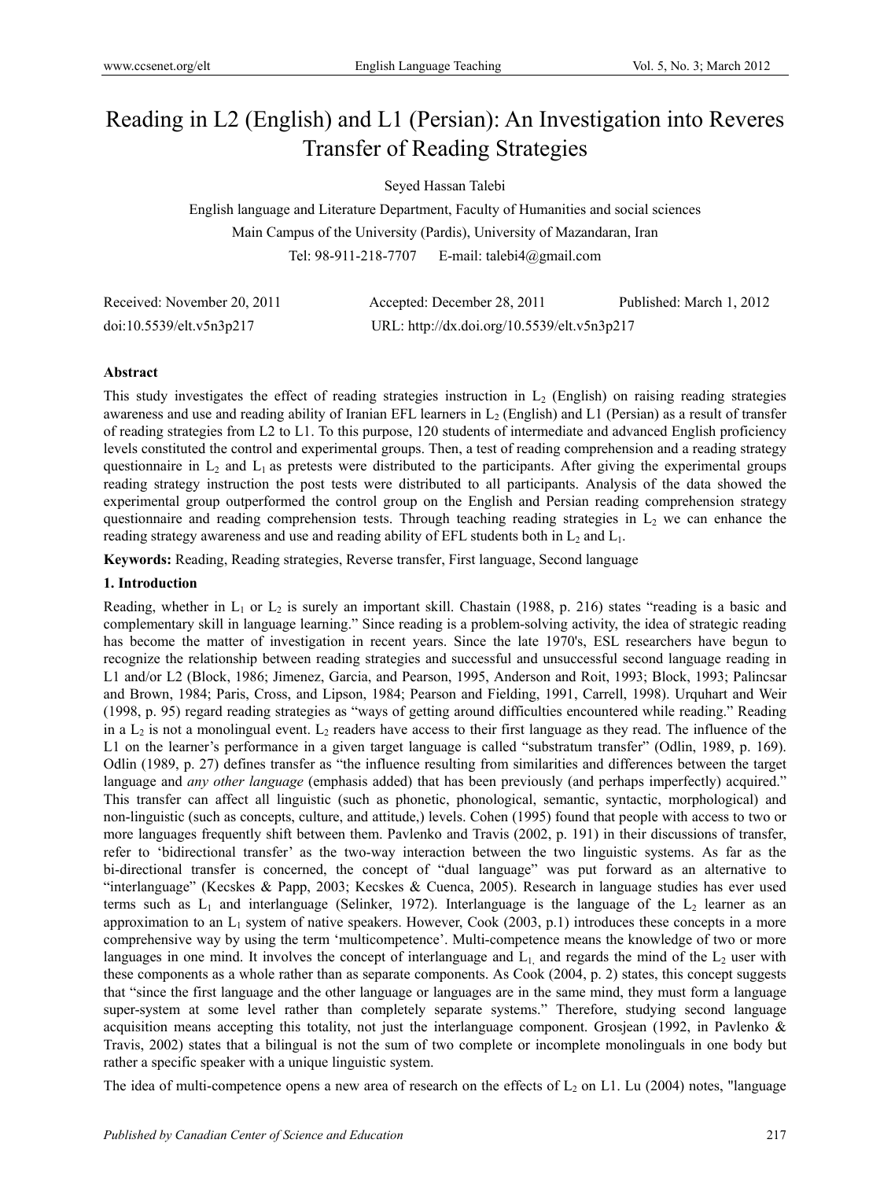# Reading in L2 (English) and L1 (Persian): An Investigation into Reveres Transfer of Reading Strategies

Seyed Hassan Talebi

English language and Literature Department, Faculty of Humanities and social sciences

Main Campus of the University (Pardis), University of Mazandaran, Iran

Tel: 98-911-218-7707 E-mail: talebi4@gmail.com

Received: November 20, 2011 Accepted: December 28, 2011 Published: March 1, 2012

doi:10.5539/elt.v5n3p217 URL: http://dx.doi.org/10.5539/elt.v5n3p217

## Abstract

This study investigates the effect of reading strategies instruction in $L_2$ (English) on raising reading strategies awareness and use and reading ability of Iranian EFL learners in $L_2$ (English) and L1 (Persian) as a result of transfer of reading strategies from L2 to L1. To this purpose, 120 students of intermediate and advanced English proficiency levels constituted the control and experimental groups. Then, a test of reading comprehension and a reading strategy questionnaire in $L_2$ and $L_1$ as pretests were distributed to the participants. After giving the experimental groups reading strategy instruction the post tests were distributed to all participants. Analysis of the data showed the experimental group outperformed the control group on the English and Persian reading comprehension strategy questionnaire and reading comprehension tests. Through teaching reading strategies in $L_2$ we can enhance the reading strategy awareness and use and reading ability of EFL students both in $L_2$ and $L_1$.

**Keywords:** Reading, Reading strategies, Reverse transfer, First language, Second language

## 1. Introduction

Reading, whether in $L_1$ or $L_2$ is surely an important skill. Chastain (1988, p. 216) states "reading is a basic and complementary skill in language learning." Since reading is a problem-solving activity, the idea of strategic reading has become the matter of investigation in recent years. Since the late 1970's, ESL researchers have begun to recognize the relationship between reading strategies and successful and unsuccessful second language reading in L1 and/or L2 (Block, 1986; Jimenez, Garcia, and Pearson, 1995, Anderson and Roit, 1993; Block, 1993; Palincsar and Brown, 1984; Paris, Cross, and Lipson, 1984; Pearson and Fielding, 1991, Carrell, 1998). Urquhart and Weir (1998, p. 95) regard reading strategies as "ways of getting around difficulties encountered while reading." Reading in a $L_2$ is not a monolingual event. $L_2$ readers have access to their first language as they read. The influence of the L1 on the learner's performance in a given target language is called "substratum transfer" (Odlin, 1989, p. 169). Odlin (1989, p. 27) defines transfer as "the influence resulting from similarities and differences between the target language and *any other language* (emphasis added) that has been previously (and perhaps imperfectly) acquired." This transfer can affect all linguistic (such as phonetic, phonological, semantic, syntactic, morphological) and non-linguistic (such as concepts, culture, and attitude,) levels. Cohen (1995) found that people with access to two or more languages frequently shift between them. Pavlenko and Travis (2002, p. 191) in their discussions of transfer, refer to 'bidirectional transfer' as the two-way interaction between the two linguistic systems. As far as the bi-directional transfer is concerned, the concept of "dual language" was put forward as an alternative to "interlanguage" (Kecskes & Papp, 2003; Kecskes & Cuenca, 2005). Research in language studies has ever used terms such as $L_1$ and interlanguage (Selinker, 1972). Interlanguage is the language of the $L_2$ learner as an approximation to an $L_1$ system of native speakers. However, Cook (2003, p.1) introduces these concepts in a more comprehensive way by using the term 'multicompetence'. Multi-competence means the knowledge of two or more languages in one mind. It involves the concept of interlanguage and $L_1$, and regards the mind of the $L_2$ user with these components as a whole rather than as separate components. As Cook (2004, p. 2) states, this concept suggests that "since the first language and the other language or languages are in the same mind, they must form a language super-system at some level rather than completely separate systems." Therefore, studying second language acquisition means accepting this totality, not just the interlanguage component. Grosjean (1992, in Pavlenko & Travis, 2002) states that a bilingual is not the sum of two complete or incomplete monolinguals in one body but rather a specific speaker with a unique linguistic system.

The idea of multi-competence opens a new area of research on the effects of $L_2$ on L1. Lu (2004) notes, "language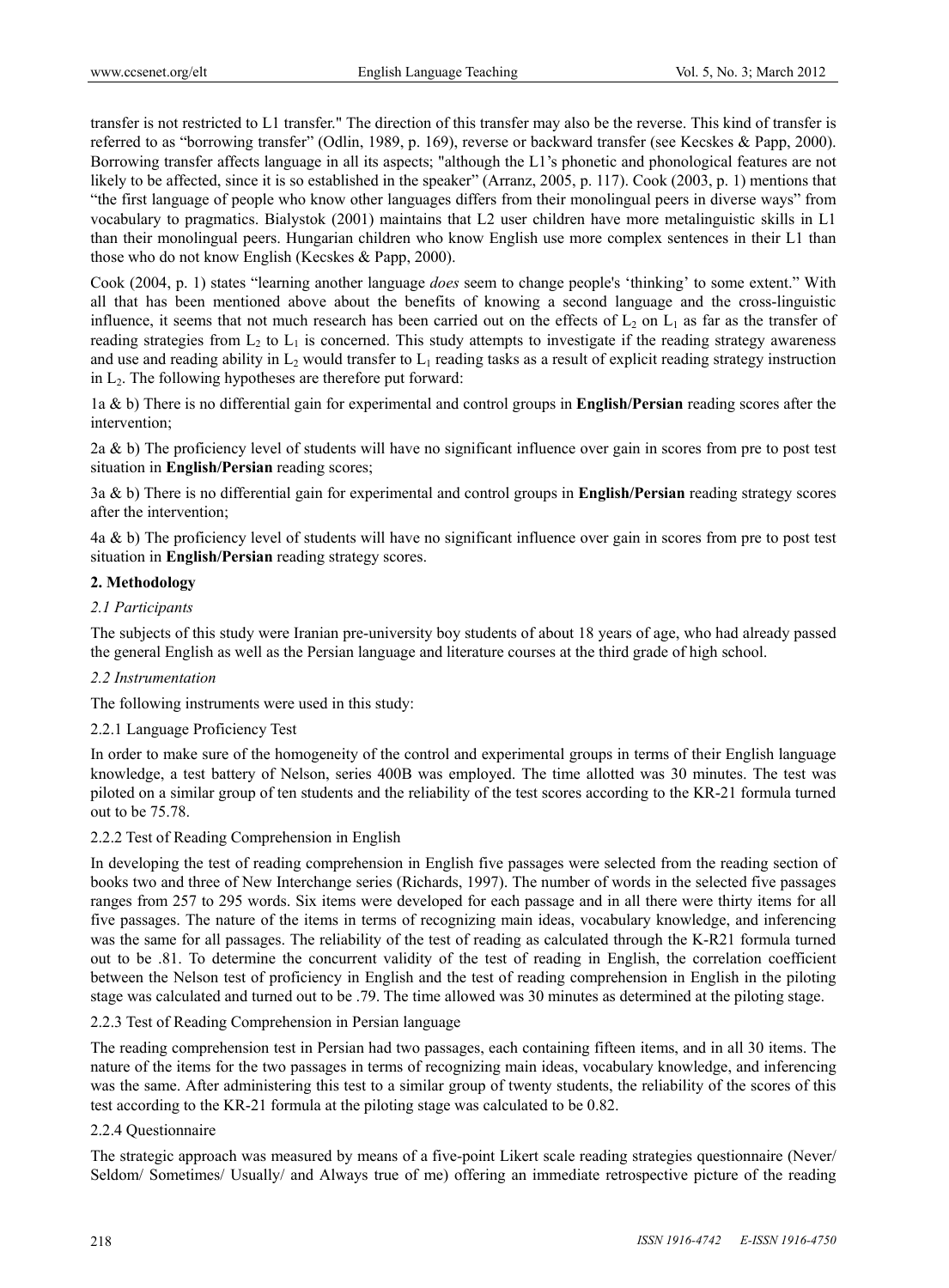transfer is not restricted to L1 transfer." The direction of this transfer may also be the reverse. This kind of transfer is referred to as "borrowing transfer" (Odlin, 1989, p. 169), reverse or backward transfer (see Kecskes & Papp, 2000). Borrowing transfer affects language in all its aspects; "although the L1's phonetic and phonological features are not likely to be affected, since it is so established in the speaker" (Arranz, 2005, p. 117). Cook (2003, p. 1) mentions that "the first language of people who know other languages differs from their monolingual peers in diverse ways" from vocabulary to pragmatics. Bialystok (2001) maintains that L2 user children have more metalinguistic skills in L1 than their monolingual peers. Hungarian children who know English use more complex sentences in their L1 than those who do not know English (Kecskes & Papp, 2000).

Cook (2004, p. 1) states "learning another language *does* seem to change people's 'thinking' to some extent." With all that has been mentioned above about the benefits of knowing a second language and the cross-linguistic influence, it seems that not much research has been carried out on the effects of $L_2$ on $L_1$ as far as the transfer of reading strategies from $L_2$ to $L_1$ is concerned. This study attempts to investigate if the reading strategy awareness and use and reading ability in $L_2$ would transfer to $L_1$ reading tasks as a result of explicit reading strategy instruction in $L_2$. The following hypotheses are therefore put forward:

1a & b) There is no differential gain for experimental and control groups in **English/Persian** reading scores after the intervention;

2a & b) The proficiency level of students will have no significant influence over gain in scores from pre to post test situation in **English/Persian** reading scores;

3a & b) There is no differential gain for experimental and control groups in **English/Persian** reading strategy scores after the intervention;

4a & b) The proficiency level of students will have no significant influence over gain in scores from pre to post test situation in **English/Persian** reading strategy scores.

## 2. Methodology

### *2.1 Participants*

The subjects of this study were Iranian pre-university boy students of about 18 years of age, who had already passed the general English as well as the Persian language and literature courses at the third grade of high school.

### *2.2 Instrumentation*

The following instruments were used in this study:

#### 2.2.1 Language Proficiency Test

In order to make sure of the homogeneity of the control and experimental groups in terms of their English language knowledge, a test battery of Nelson, series 400B was employed. The time allotted was 30 minutes. The test was piloted on a similar group of ten students and the reliability of the test scores according to the KR-21 formula turned out to be 75.78.

#### 2.2.2 Test of Reading Comprehension in English

In developing the test of reading comprehension in English five passages were selected from the reading section of books two and three of New Interchange series (Richards, 1997). The number of words in the selected five passages ranges from 257 to 295 words. Six items were developed for each passage and in all there were thirty items for all five passages. The nature of the items in terms of recognizing main ideas, vocabulary knowledge, and inferencing was the same for all passages. The reliability of the test of reading as calculated through the K-R21 formula turned out to be .81. To determine the concurrent validity of the test of reading in English, the correlation coefficient between the Nelson test of proficiency in English and the test of reading comprehension in English in the piloting stage was calculated and turned out to be .79. The time allowed was 30 minutes as determined at the piloting stage.

#### 2.2.3 Test of Reading Comprehension in Persian language

The reading comprehension test in Persian had two passages, each containing fifteen items, and in all 30 items. The nature of the items for the two passages in terms of recognizing main ideas, vocabulary knowledge, and inferencing was the same. After administering this test to a similar group of twenty students, the reliability of the scores of this test according to the KR-21 formula at the piloting stage was calculated to be 0.82.

#### 2.2.4 Questionnaire

The strategic approach was measured by means of a five-point Likert scale reading strategies questionnaire (Never/ Seldom/ Sometimes/ Usually/ and Always true of me) offering an immediate retrospective picture of the reading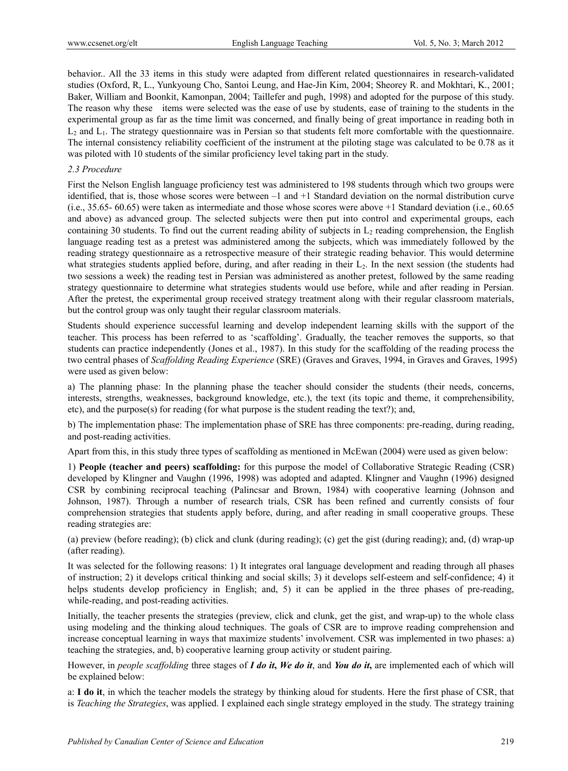behavior.. All the 33 items in this study were adapted from different related questionnaires in research-validated studies (Oxford, R, L., Yunkyoung Cho, Santoi Leung, and Hae-Jin Kim, 2004; Sheorey R. and Mokhtari, K., 2001; Baker, William and Boonkit, Kamonpan, 2004; Taillefer and pugh, 1998) and adopted for the purpose of this study. The reason why these items were selected was the ease of use by students, ease of training to the students in the experimental group as far as the time limit was concerned, and finally being of great importance in reading both in $L_2$ and $L_1$. The strategy questionnaire was in Persian so that students felt more comfortable with the questionnaire. The internal consistency reliability coefficient of the instrument at the piloting stage was calculated to be 0.78 as it was piloted with 10 students of the similar proficiency level taking part in the study.

### *2.3 Procedure*

First the Nelson English language proficiency test was administered to 198 students through which two groups were identified, that is, those whose scores were between –1 and +1 Standard deviation on the normal distribution curve (i.e., 35.65- 60.65) were taken as intermediate and those whose scores were above +1 Standard deviation (i.e., 60.65 and above) as advanced group. The selected subjects were then put into control and experimental groups, each containing 30 students. To find out the current reading ability of subjects in $L_2$ reading comprehension, the English language reading test as a pretest was administered among the subjects, which was immediately followed by the reading strategy questionnaire as a retrospective measure of their strategic reading behavior. This would determine what strategies students applied before, during, and after reading in their $L_2$. In the next session (the students had two sessions a week) the reading test in Persian was administered as another pretest, followed by the same reading strategy questionnaire to determine what strategies students would use before, while and after reading in Persian. After the pretest, the experimental group received strategy treatment along with their regular classroom materials, but the control group was only taught their regular classroom materials.

Students should experience successful learning and develop independent learning skills with the support of the teacher. This process has been referred to as 'scaffolding'. Gradually, the teacher removes the supports, so that students can practice independently (Jones et al., 1987). In this study for the scaffolding of the reading process the two central phases of *Scaffolding Reading Experience* (SRE) (Graves and Graves, 1994, in Graves and Graves, 1995) were used as given below:

a) The planning phase: In the planning phase the teacher should consider the students (their needs, concerns, interests, strengths, weaknesses, background knowledge, etc.), the text (its topic and theme, it comprehensibility, etc), and the purpose(s) for reading (for what purpose is the student reading the text?); and,

b) The implementation phase: The implementation phase of SRE has three components: pre-reading, during reading, and post-reading activities.

Apart from this, in this study three types of scaffolding as mentioned in McEwan (2004) were used as given below:

1) **People (teacher and peers) scaffolding:** for this purpose the model of Collaborative Strategic Reading (CSR) developed by Klingner and Vaughn (1996, 1998) was adopted and adapted. Klingner and Vaughn (1996) designed CSR by combining reciprocal teaching (Palincsar and Brown, 1984) with cooperative learning (Johnson and Johnson, 1987). Through a number of research trials, CSR has been refined and currently consists of four comprehension strategies that students apply before, during, and after reading in small cooperative groups. These reading strategies are:

(a) preview (before reading); (b) click and clunk (during reading); (c) get the gist (during reading); and, (d) wrap-up (after reading).

It was selected for the following reasons: 1) It integrates oral language development and reading through all phases of instruction; 2) it develops critical thinking and social skills; 3) it develops self-esteem and self-confidence; 4) it helps students develop proficiency in English; and, 5) it can be applied in the three phases of pre-reading, while-reading, and post-reading activities.

Initially, the teacher presents the strategies (preview, click and clunk, get the gist, and wrap-up) to the whole class using modeling and the thinking aloud techniques. The goals of CSR are to improve reading comprehension and increase conceptual learning in ways that maximize students' involvement. CSR was implemented in two phases: a) teaching the strategies, and, b) cooperative learning group activity or student pairing.

However, in *people scaffolding* three stages of ***I do it***, ***We do it***, and ***You do it***, are implemented each of which will be explained below:

a: **I do it**, in which the teacher models the strategy by thinking aloud for students. Here the first phase of CSR, that is *Teaching the Strategies*, was applied. I explained each single strategy employed in the study. The strategy training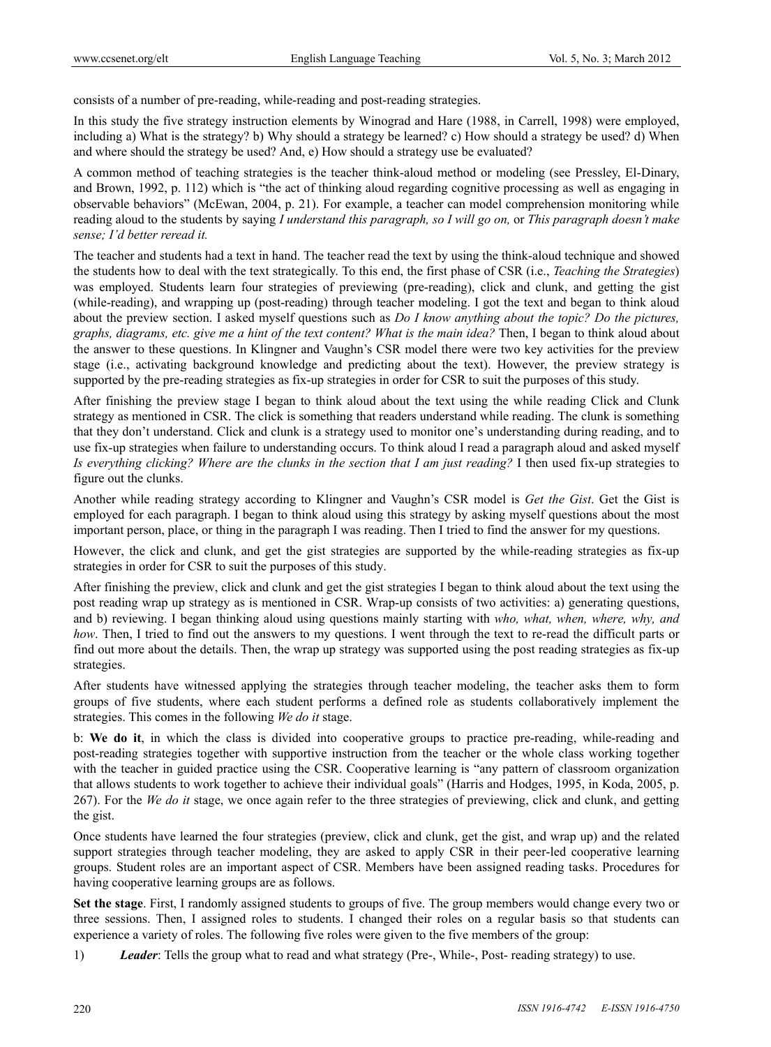consists of a number of pre-reading, while-reading and post-reading strategies.

In this study the five strategy instruction elements by Winograd and Hare (1988, in Carrell, 1998) were employed, including a) What is the strategy? b) Why should a strategy be learned? c) How should a strategy be used? d) When and where should the strategy be used? And, e) How should a strategy use be evaluated?

A common method of teaching strategies is the teacher think-aloud method or modeling (see Pressley, El-Dinary, and Brown, 1992, p. 112) which is "the act of thinking aloud regarding cognitive processing as well as engaging in observable behaviors" (McEwan, 2004, p. 21). For example, a teacher can model comprehension monitoring while reading aloud to the students by saying *I understand this paragraph, so I will go on,* or *This paragraph doesn't make sense; I'd better reread it.*

The teacher and students had a text in hand. The teacher read the text by using the think-aloud technique and showed the students how to deal with the text strategically. To this end, the first phase of CSR (i.e., *Teaching the Strategies*) was employed. Students learn four strategies of previewing (pre-reading), click and clunk, and getting the gist (while-reading), and wrapping up (post-reading) through teacher modeling. I got the text and began to think aloud about the preview section. I asked myself questions such as *Do I know anything about the topic? Do the pictures, graphs, diagrams, etc. give me a hint of the text content? What is the main idea?* Then, I began to think aloud about the answer to these questions. In Klingner and Vaughn's CSR model there were two key activities for the preview stage (i.e., activating background knowledge and predicting about the text). However, the preview strategy is supported by the pre-reading strategies as fix-up strategies in order for CSR to suit the purposes of this study.

After finishing the preview stage I began to think aloud about the text using the while reading Click and Clunk strategy as mentioned in CSR. The click is something that readers understand while reading. The clunk is something that they don't understand. Click and clunk is a strategy used to monitor one's understanding during reading, and to use fix-up strategies when failure to understanding occurs. To think aloud I read a paragraph aloud and asked myself *Is everything clicking? Where are the clunks in the section that I am just reading?* I then used fix-up strategies to figure out the clunks.

Another while reading strategy according to Klingner and Vaughn's CSR model is *Get the Gist*. Get the Gist is employed for each paragraph. I began to think aloud using this strategy by asking myself questions about the most important person, place, or thing in the paragraph I was reading. Then I tried to find the answer for my questions.

However, the click and clunk, and get the gist strategies are supported by the while-reading strategies as fix-up strategies in order for CSR to suit the purposes of this study.

After finishing the preview, click and clunk and get the gist strategies I began to think aloud about the text using the post reading wrap up strategy as is mentioned in CSR. Wrap-up consists of two activities: a) generating questions, and b) reviewing. I began thinking aloud using questions mainly starting with *who, what, when, where, why, and how*. Then, I tried to find out the answers to my questions. I went through the text to re-read the difficult parts or find out more about the details. Then, the wrap up strategy was supported using the post reading strategies as fix-up strategies.

After students have witnessed applying the strategies through teacher modeling, the teacher asks them to form groups of five students, where each student performs a defined role as students collaboratively implement the strategies. This comes in the following *We do it* stage.

b: **We do it**, in which the class is divided into cooperative groups to practice pre-reading, while-reading and post-reading strategies together with supportive instruction from the teacher or the whole class working together with the teacher in guided practice using the CSR. Cooperative learning is "any pattern of classroom organization that allows students to work together to achieve their individual goals" (Harris and Hodges, 1995, in Koda, 2005, p. 267). For the *We do it* stage, we once again refer to the three strategies of previewing, click and clunk, and getting the gist.

Once students have learned the four strategies (preview, click and clunk, get the gist, and wrap up) and the related support strategies through teacher modeling, they are asked to apply CSR in their peer-led cooperative learning groups. Student roles are an important aspect of CSR. Members have been assigned reading tasks. Procedures for having cooperative learning groups are as follows.

**Set the stage**. First, I randomly assigned students to groups of five. The group members would change every two or three sessions. Then, I assigned roles to students. I changed their roles on a regular basis so that students can experience a variety of roles. The following five roles were given to the five members of the group:

1) ***Leader***: Tells the group what to read and what strategy (Pre-, While-, Post- reading strategy) to use.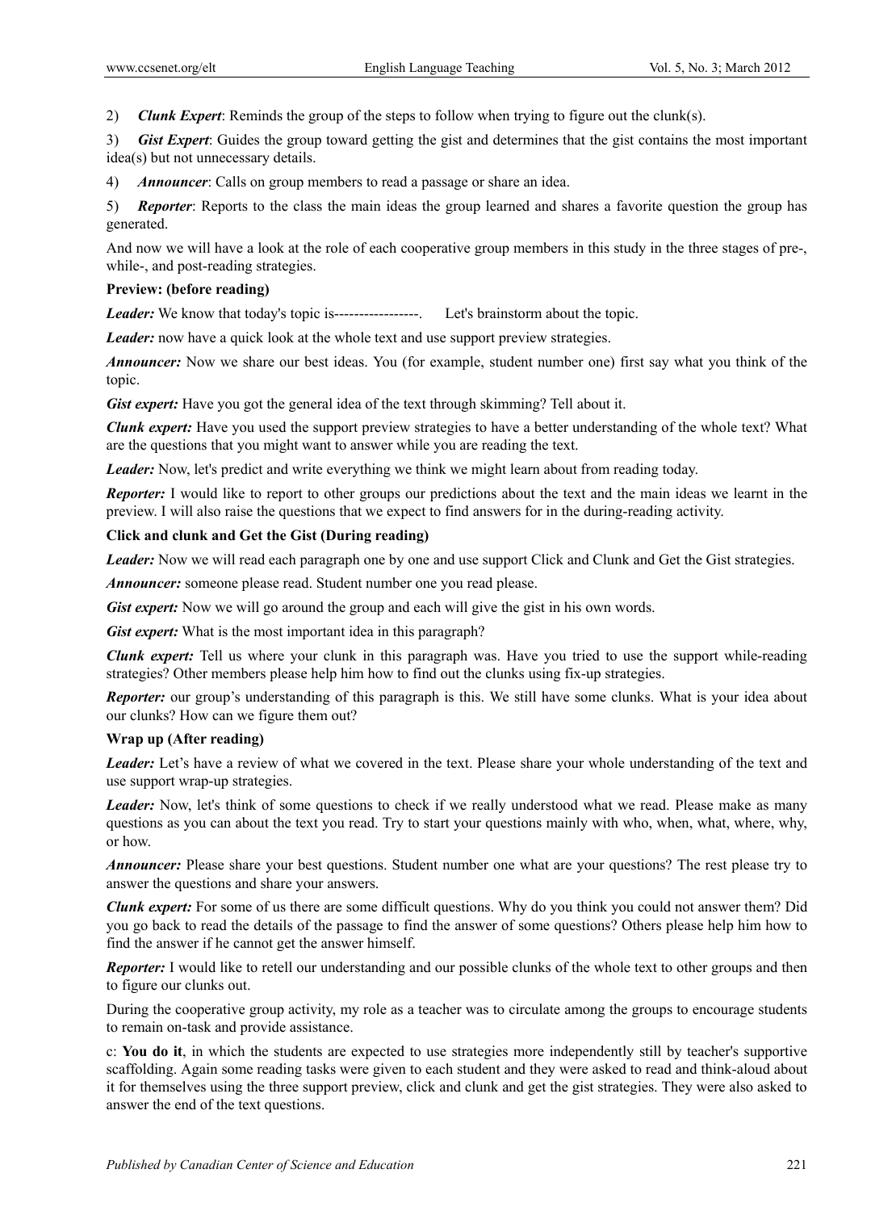2) ***Clunk Expert***: Reminds the group of the steps to follow when trying to figure out the clunk(s).

3) ***Gist Expert***: Guides the group toward getting the gist and determines that the gist contains the most important idea(s) but not unnecessary details.

4) ***Announcer***: Calls on group members to read a passage or share an idea.

5) ***Reporter***: Reports to the class the main ideas the group learned and shares a favorite question the group has generated.

And now we will have a look at the role of each cooperative group members in this study in the three stages of pre-, while-, and post-reading strategies.

**Preview: (before reading)**

***Leader:*** We know that today's topic is-----------------. Let's brainstorm about the topic.

***Leader:*** now have a quick look at the whole text and use support preview strategies.

***Announcer:*** Now we share our best ideas. You (for example, student number one) first say what you think of the topic.

***Gist expert:*** Have you got the general idea of the text through skimming? Tell about it.

***Clunk expert:*** Have you used the support preview strategies to have a better understanding of the whole text? What are the questions that you might want to answer while you are reading the text.

***Leader:*** Now, let's predict and write everything we think we might learn about from reading today.

***Reporter:*** I would like to report to other groups our predictions about the text and the main ideas we learnt in the preview. I will also raise the questions that we expect to find answers for in the during-reading activity.

**Click and clunk and Get the Gist (During reading)**

***Leader:*** Now we will read each paragraph one by one and use support Click and Clunk and Get the Gist strategies.

***Announcer:*** someone please read. Student number one you read please.

***Gist expert:*** Now we will go around the group and each will give the gist in his own words.

***Gist expert:*** What is the most important idea in this paragraph?

***Clunk expert:*** Tell us where your clunk in this paragraph was. Have you tried to use the support while-reading strategies? Other members please help him how to find out the clunks using fix-up strategies.

***Reporter:*** our group's understanding of this paragraph is this. We still have some clunks. What is your idea about our clunks? How can we figure them out?

**Wrap up (After reading)**

***Leader:*** Let's have a review of what we covered in the text. Please share your whole understanding of the text and use support wrap-up strategies.

***Leader:*** Now, let's think of some questions to check if we really understood what we read. Please make as many questions as you can about the text you read. Try to start your questions mainly with who, when, what, where, why, or how.

***Announcer:*** Please share your best questions. Student number one what are your questions? The rest please try to answer the questions and share your answers.

***Clunk expert:*** For some of us there are some difficult questions. Why do you think you could not answer them? Did you go back to read the details of the passage to find the answer of some questions? Others please help him how to find the answer if he cannot get the answer himself.

***Reporter:*** I would like to retell our understanding and our possible clunks of the whole text to other groups and then to figure our clunks out.

During the cooperative group activity, my role as a teacher was to circulate among the groups to encourage students to remain on-task and provide assistance.

c: **You do it**, in which the students are expected to use strategies more independently still by teacher's supportive scaffolding. Again some reading tasks were given to each student and they were asked to read and think-aloud about it for themselves using the three support preview, click and clunk and get the gist strategies. They were also asked to answer the end of the text questions.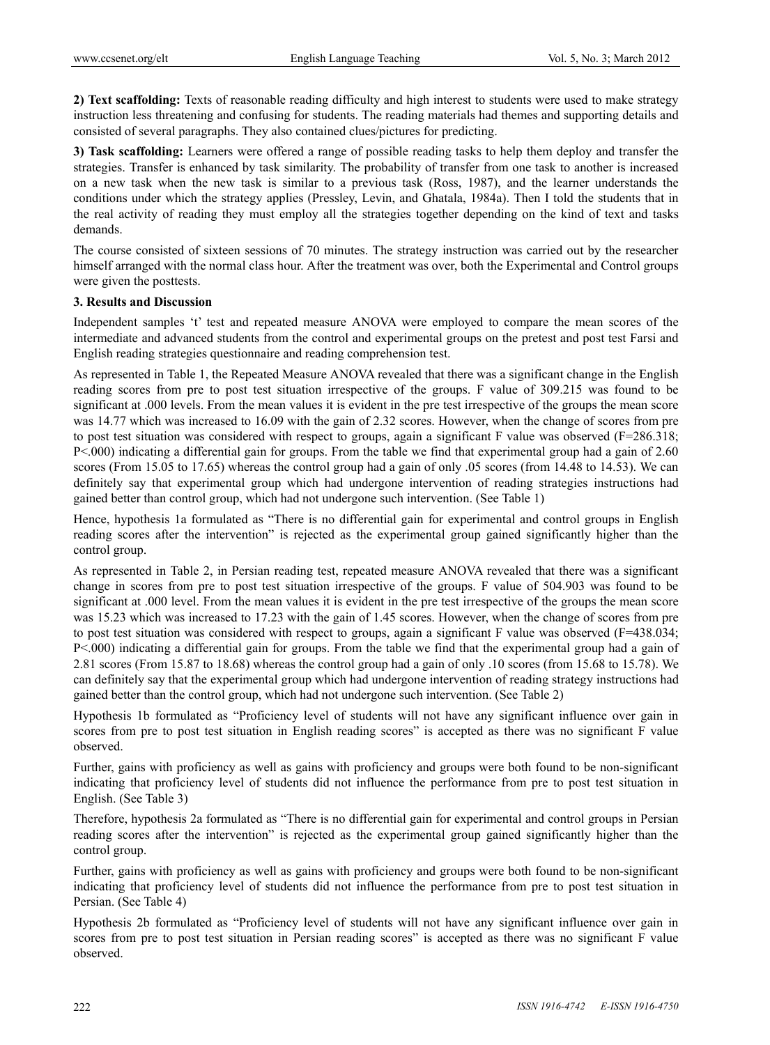**2) Text scaffolding:** Texts of reasonable reading difficulty and high interest to students were used to make strategy instruction less threatening and confusing for students. The reading materials had themes and supporting details and consisted of several paragraphs. They also contained clues/pictures for predicting.

**3) Task scaffolding:** Learners were offered a range of possible reading tasks to help them deploy and transfer the strategies. Transfer is enhanced by task similarity. The probability of transfer from one task to another is increased on a new task when the new task is similar to a previous task (Ross, 1987), and the learner understands the conditions under which the strategy applies (Pressley, Levin, and Ghatala, 1984a). Then I told the students that in the real activity of reading they must employ all the strategies together depending on the kind of text and tasks demands.

The course consisted of sixteen sessions of 70 minutes. The strategy instruction was carried out by the researcher himself arranged with the normal class hour. After the treatment was over, both the Experimental and Control groups were given the posttests.

## 3. Results and Discussion

Independent samples 't' test and repeated measure ANOVA were employed to compare the mean scores of the intermediate and advanced students from the control and experimental groups on the pretest and post test Farsi and English reading strategies questionnaire and reading comprehension test.

As represented in Table 1, the Repeated Measure ANOVA revealed that there was a significant change in the English reading scores from pre to post test situation irrespective of the groups. F value of 309.215 was found to be significant at .000 levels. From the mean values it is evident in the pre test irrespective of the groups the mean score was 14.77 which was increased to 16.09 with the gain of 2.32 scores. However, when the change of scores from pre to post test situation was considered with respect to groups, again a significant F value was observed ($F=286.318$; $P<.000$) indicating a differential gain for groups. From the table we find that experimental group had a gain of 2.60 scores (From 15.05 to 17.65) whereas the control group had a gain of only .05 scores (from 14.48 to 14.53). We can definitely say that experimental group which had undergone intervention of reading strategies instructions had gained better than control group, which had not undergone such intervention. (See Table 1)

Hence, hypothesis 1a formulated as "There is no differential gain for experimental and control groups in English reading scores after the intervention" is rejected as the experimental group gained significantly higher than the control group.

As represented in Table 2, in Persian reading test, repeated measure ANOVA revealed that there was a significant change in scores from pre to post test situation irrespective of the groups. F value of 504.903 was found to be significant at .000 level. From the mean values it is evident in the pre test irrespective of the groups the mean score was 15.23 which was increased to 17.23 with the gain of 1.45 scores. However, when the change of scores from pre to post test situation was considered with respect to groups, again a significant F value was observed ($F=438.034$; $P<.000$) indicating a differential gain for groups. From the table we find that the experimental group had a gain of 2.81 scores (From 15.87 to 18.68) whereas the control group had a gain of only .10 scores (from 15.68 to 15.78). We can definitely say that the experimental group which had undergone intervention of reading strategy instructions had gained better than the control group, which had not undergone such intervention. (See Table 2)

Hypothesis 1b formulated as "Proficiency level of students will not have any significant influence over gain in scores from pre to post test situation in English reading scores" is accepted as there was no significant F value observed.

Further, gains with proficiency as well as gains with proficiency and groups were both found to be non-significant indicating that proficiency level of students did not influence the performance from pre to post test situation in English. (See Table 3)

Therefore, hypothesis 2a formulated as "There is no differential gain for experimental and control groups in Persian reading scores after the intervention" is rejected as the experimental group gained significantly higher than the control group.

Further, gains with proficiency as well as gains with proficiency and groups were both found to be non-significant indicating that proficiency level of students did not influence the performance from pre to post test situation in Persian. (See Table 4)

Hypothesis 2b formulated as "Proficiency level of students will not have any significant influence over gain in scores from pre to post test situation in Persian reading scores" is accepted as there was no significant F value observed.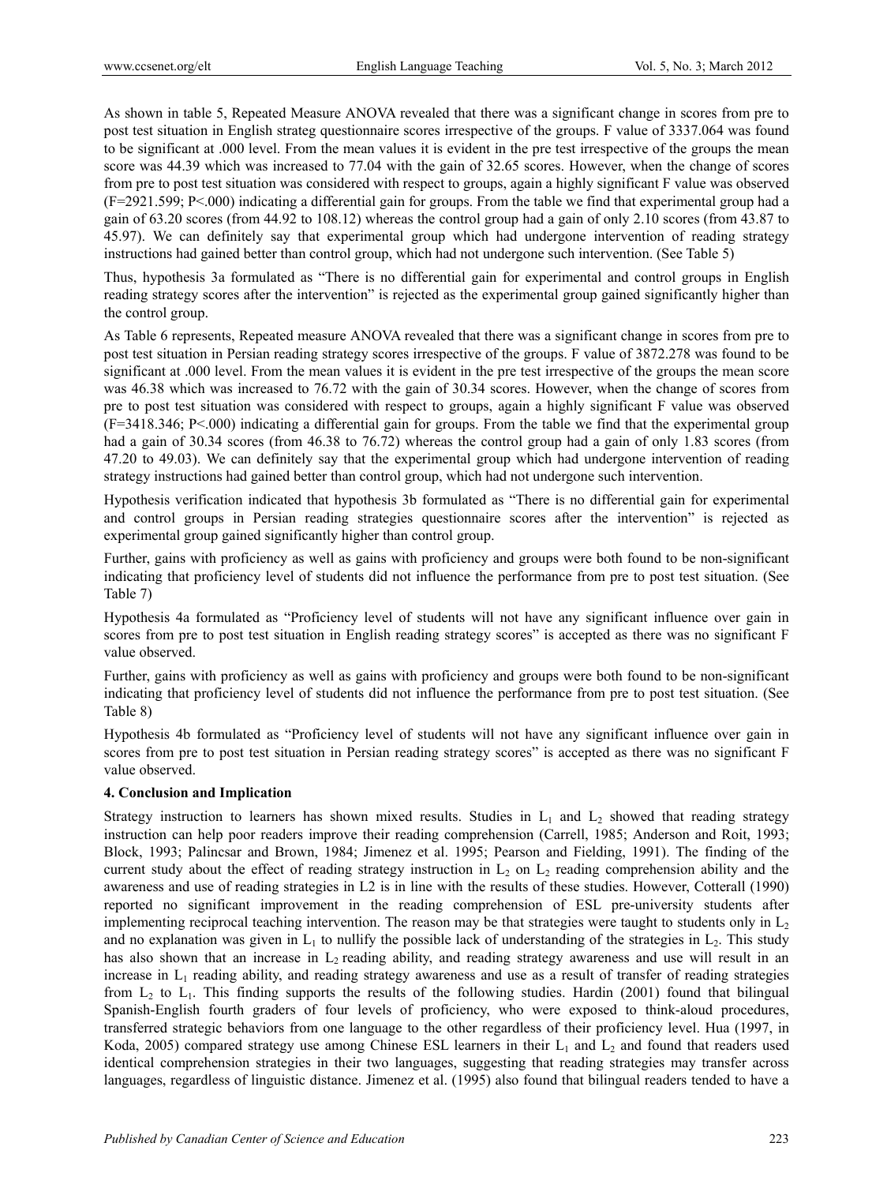As shown in table 5, Repeated Measure ANOVA revealed that there was a significant change in scores from pre to post test situation in English strateg questionnaire scores irrespective of the groups. F value of 3337.064 was found to be significant at .000 level. From the mean values it is evident in the pre test irrespective of the groups the mean score was 44.39 which was increased to 77.04 with the gain of 32.65 scores. However, when the change of scores from pre to post test situation was considered with respect to groups, again a highly significant F value was observed (F=2921.599; P<.000) indicating a differential gain for groups. From the table we find that experimental had a gain of 63.20 scores (from 44.92 to 108.12) whereas the control group had a gain of only 2.10 scores (from 43.87 to 45.97). We can definitely say that experimental group which had undergone intervention of reading strategy instructions had gained better than control group, which had not undergone such intervention. (See Table 5)

Thus, hypothesis 3a formulated as "There is no differential gain for experimental and control groups in English reading strategy scores after the intervention" is rejected as the experimental group gained significantly higher than the control group.

As Table 6 represents, Repeated measure ANOVA revealed that there was a significant change in scores from pre to post test situation in Persian reading strategy scores irrespective of the groups. F value of 3872.278 was found to be significant at .000 level. From the mean values it is evident in the pre test irrespective of the groups the mean score was 46.38 which was increased to 76.72 with the gain of 30.34 scores. However, when the change of scores from pre to post test situation was considered with respect to groups, again a highly significant F value was observed (F=3418.346; P<.000) indicating a differential gain for groups. From the table we find that the experimental group had a gain of 30.34 scores (from 46.38 to 76.72) whereas the control group had a gain of only 1.83 scores (from 47.20 to 49.03). We can definitely say that the experimental group which had undergone intervention of reading strategy instructions had gained better than control group, which had not undergone such intervention.

Hypothesis verification indicated that hypothesis 3b formulated as "There is no differential gain for experimental and control groups in Persian reading strategies questionnaire scores after the intervention" is rejected as experimental group gained significantly higher than control group.

Further, gains with proficiency as well as gains with proficiency and groups were both found to be non-significant indicating that proficiency level of students did not influence the performance from pre to post test situation. (See Table 7)

Hypothesis 4a formulated as "Proficiency level of students will not have any significant influence over gain in scores from pre to post test situation in English reading strategy scores" is accepted as there was no significant F value observed.

Further, gains with proficiency as well as gains with proficiency and groups were both found to be non-significant indicating that proficiency level of students did not influence the performance from pre to post test situation. (See Table 8)

Hypothesis 4b formulated as "Proficiency level of students will not have any significant influence over gain in scores from pre to post test situation in Persian reading strategy scores" is accepted as there was no significant F value observed.

### 4. Conclusion and Implication

Strategy instruction to learners has shown mixed results. Studies in $L_1$ and $L_2$ showed that reading strategy instruction can help poor readers improve their reading comprehension (Carrell, 1985; Anderson and Roit, 1993; Block, 1993; Palincsar and Brown, 1984; Jimenez et al. 1995; Pearson and Fielding, 1991). The finding of the current study about the effect of reading strategy instruction in $L_2$ on $L_2$ reading comprehension ability and the awareness and use of reading strategies in L2 is in line with the results of these studies. However, Cotterall (1990) reported no significant improvement in the reading comprehension of ESL pre-university students after implementing reciprocal teaching intervention. The reason may be that strategies were taught to students only in $L_2$ and no explanation was given in $L_1$ to nullify the possible lack of understanding of the strategies in $L_2$. This study has also shown that an increase in $L_2$ reading ability, and reading strategy awareness and use will result in an increase in $L_1$ reading ability, and reading strategy awareness and use as a result of transfer of reading strategies from $L_2$ to $L_1$. This finding supports the results of the following studies. Hardin (2001) found that bilingual Spanish-English fourth graders of four levels of proficiency, who were exposed to think-aloud procedures, transferred strategic behaviors from one language to the other regardless of their proficiency level. Hua (1997, in Koda, 2005) compared strategy use among Chinese ESL learners in their $L_1$ and $L_2$ and found that readers used identical comprehension strategies in their two languages, suggesting that reading strategies may transfer across languages, regardless of linguistic distance. Jimenez et al. (1995) also found that bilingual readers tended to have a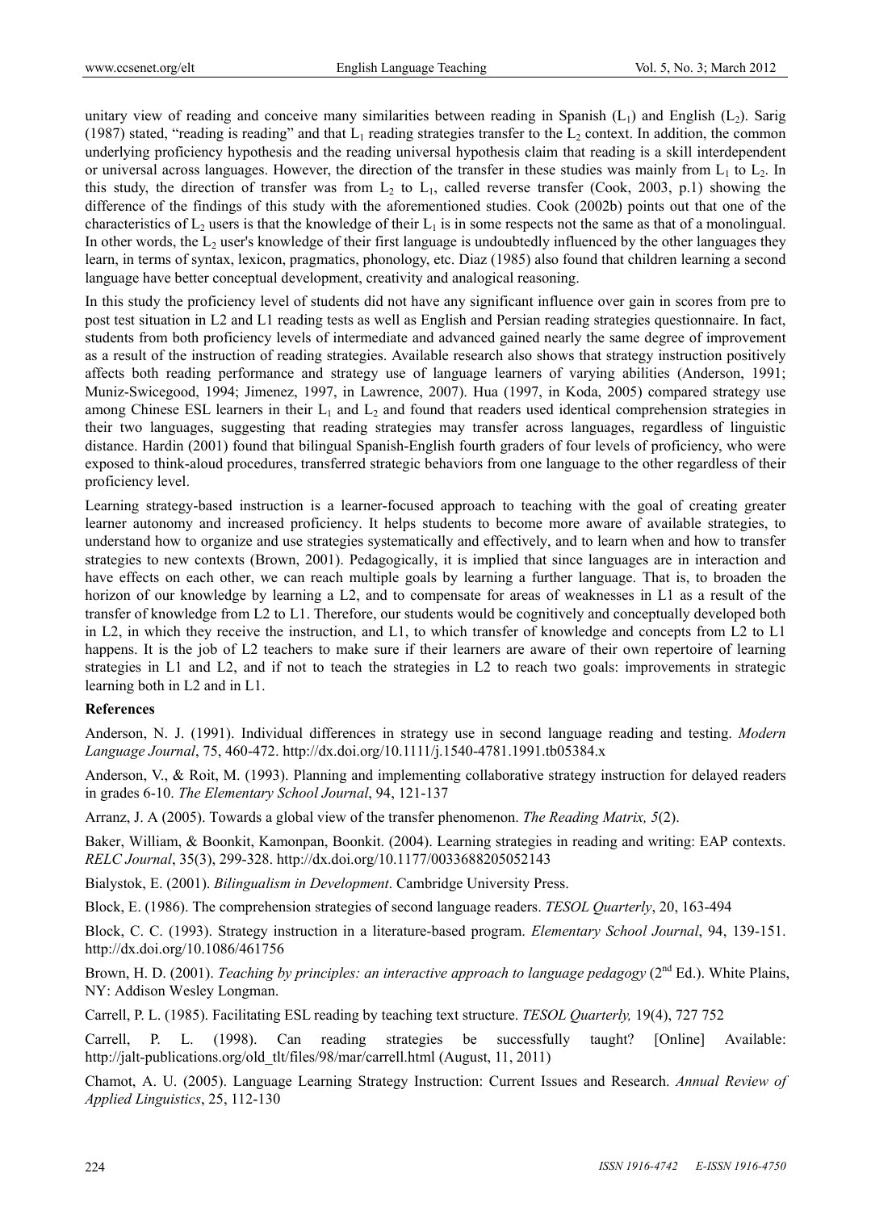unitary view of reading and conceive many similarities between reading in Spanish ($L_1$) and English ($L_2$). Sarig (1987) stated, "reading is reading" and that $L_1$ reading strategies transfer to the $L_2$ context. In addition, the common underlying proficiency hypothesis and the reading universal hypothesis claim that reading is a skill interdependent or universal across languages. However, the direction of the transfer in these studies was mainly from $L_1$ to $L_2$. In this study, the direction of transfer was from $L_2$ to $L_1$, called reverse transfer (Cook, 2003, p.1) showing the difference of the findings of this study with the aforementioned studies. Cook (2002b) points out that one of the characteristics of $L_2$ users is that the knowledge of their $L_1$ is in some respects not the same as that of a monolingual. In other words, the $L_2$ user's knowledge of their first language is undoubtedly influenced by the other languages they learn, in terms of syntax, lexicon, pragmatics, phonology, etc. Diaz (1985) also found that children learning a second language have better conceptual development, creativity and analogical reasoning.

In this study the proficiency level of students did not have any significant influence over gain in scores from pre to post test situation in L2 and L1 reading tests as well as English and Persian reading strategies questionnaire. In fact, students from both proficiency levels of intermediate and advanced gained nearly the same degree of improvement as a result of the instruction of reading strategies. Available research also shows that strategy instruction positively affects both reading performance and strategy use of language learners of varying abilities (Anderson, 1991; Muniz-Swicegood, 1994; Jimenez, 1997, in Lawrence, 2007). Hua (1997, in Koda, 2005) compared strategy use among Chinese ESL learners in their $L_1$ and $L_2$ and found that readers used identical comprehension strategies in their two languages, suggesting that reading strategies may transfer across languages, regardless of linguistic distance. Hardin (2001) found that bilingual Spanish-English fourth graders of four levels of proficiency, who were exposed to think-aloud procedures, transferred strategic behaviors from one language to the other regardless of their proficiency level.

Learning strategy-based instruction is a learner-focused approach to teaching with the goal of creating greater learner autonomy and increased proficiency. It helps students to become more aware of available strategies, to understand how to organize and use strategies systematically and effectively, and to learn when and how to transfer strategies to new contexts (Brown, 2001). Pedagogically, it is implied that since languages are in interaction and have effects on each other, we can reach multiple goals by learning a further language. That is, to broaden the horizon of our knowledge by learning a L2, and to compensate for areas of weaknesses in L1 as a result of the transfer of knowledge from L2 to L1. Therefore, our students would be cognitively and conceptually developed both in L2, in which they receive the instruction, and L1, to which transfer of knowledge and concepts from L2 to L1 happens. It is the job of L2 teachers to make sure if their learners are aware of their own repertoire of learning strategies in L1 and L2, and if not to teach the strategies in L2 to reach two goals: improvements in strategic learning both in L2 and in L1.

**References**

Anderson, N. J. (1991). Individual differences in strategy use in second language reading and testing. *Modern Language Journal*, 75, 460-472. http://dx.doi.org/10.1111/j.1540-4781.1991.tb05384.x

Anderson, V., & Roit, M. (1993). Planning and implementing collaborative strategy instruction for delayed readers in grades 6-10. *The Elementary School Journal*, 94, 121-137

Arranz, J. A (2005). Towards a global view of the transfer phenomenon. *The Reading Matrix, 5*(2).

Baker, William, & Boonkit, Kamonpan, Boonkit. (2004). Learning strategies in reading and writing: EAP contexts. *RELC Journal*, 35(3), 299-328. http://dx.doi.org/10.1177/0033688205052143

Bialystok, E. (2001). *Bilingualism in Development*. Cambridge University Press.

Block, E. (1986). The comprehension strategies of second language readers. *TESOL Quarterly*, 20, 163-494

Block, C. C. (1993). Strategy instruction in a literature-based program. *Elementary School Journal*, 94, 139-151. http://dx.doi.org/10.1086/461756

Brown, H. D. (2001). *Teaching by principles: an interactive approach to language pedagogy* (2nd Ed.). White Plains, NY: Addison Wesley Longman.

Carrell, P. L. (1985). Facilitating ESL reading by teaching text structure. *TESOL Quarterly,* 19(4), 727 752

Carrell, P. L. (1998). Can reading strategies be successfully taught? [Online] Available: http://jalt-publications.org/old_tlt/files/98/mar/carrell.html (August, 11, 2011)

Chamot, A. U. (2005). Language Learning Strategy Instruction: Current Issues and Research. *Annual Review of Applied Linguistics*, 25, 112-130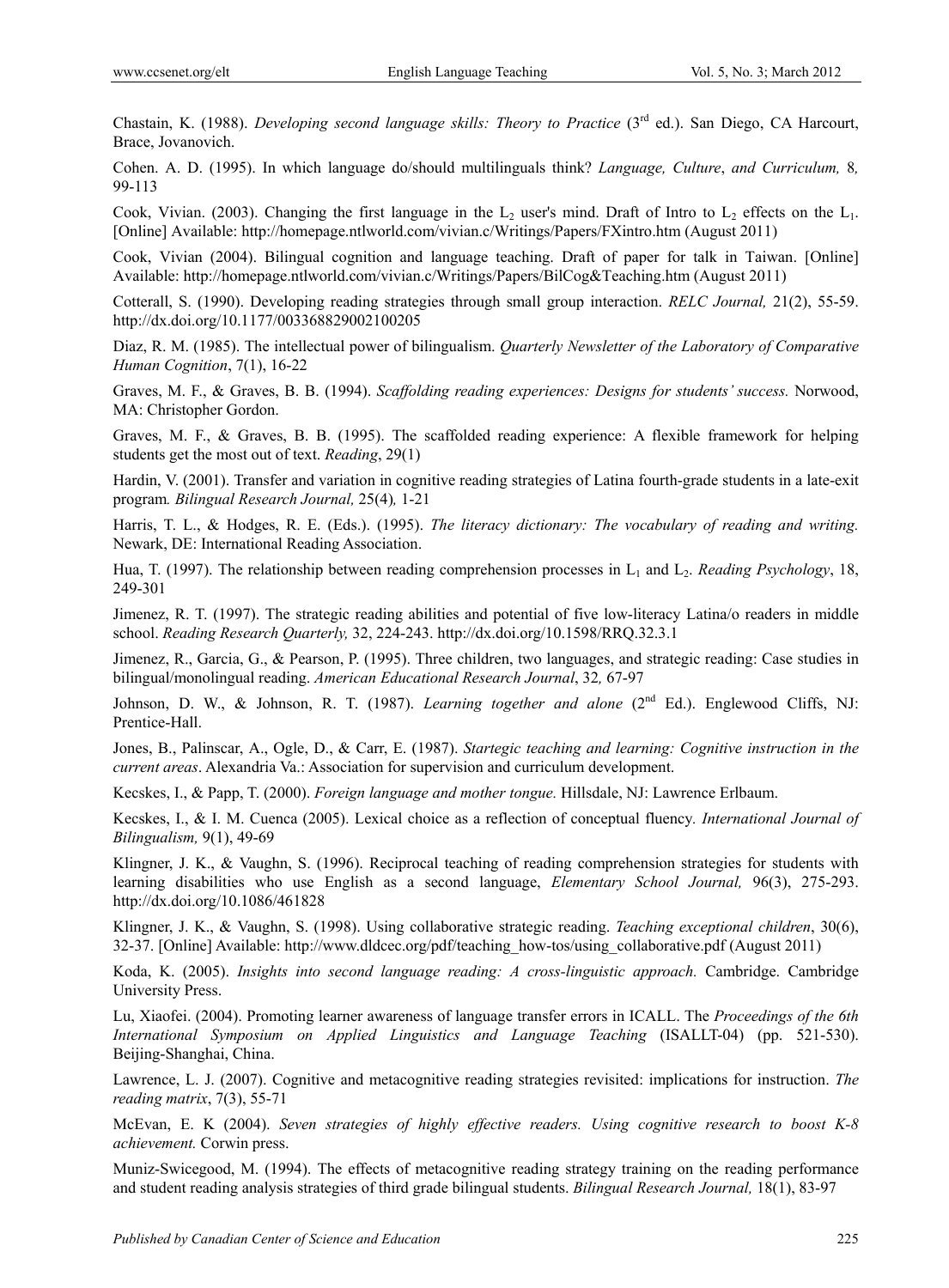Chastain, K. (1988). *Developing second language skills: Theory to Practice* (3rd ed.). San Diego, CA Harcourt, Brace, Jovanovich.

Cohen. A. D. (1995). In which language do/should multilinguals think? *Language, Culture*, *and Curriculum,* 8*,* 99-113

Cook, Vivian. (2003). Changing the first language in the $L_2$ user's mind. Draft of Intro to $L_2$ effects on the $L_1$. [Online] Available: http://homepage.ntlworld.com/vivian.c/Writings/Papers/FXintro.htm (August 2011)

Cook, Vivian (2004). Bilingual cognition and language teaching. Draft of paper for talk in Taiwan. [Online] Available: http://homepage.ntlworld.com/vivian.c/Writings/Papers/BilCog&Teaching.htm (August 2011)

Cotterall, S. (1990). Developing reading strategies through small group interaction. *RELC Journal,* 21(2), 55-59. http://dx.doi.org/10.1177/003368829002100205

Diaz, R. M. (1985). The intellectual power of bilingualism. *Quarterly Newsletter of the Laboratory of Comparative Human Cognition*, 7(1), 16-22

Graves, M. F., & Graves, B. B. (1994). *Scaffolding reading experiences: Designs for students' success.* Norwood, MA: Christopher Gordon.

Graves, M. F., & Graves, B. B. (1995). The scaffolded reading experience: A flexible framework for helping students get the most out of text. *Reading*, 29(1)

Hardin, V. (2001). Transfer and variation in cognitive reading strategies of Latina fourth-grade students in a late-exit program*. Bilingual Research Journal,* 25(4)*,* 1-21

Harris, T. L., & Hodges, R. E. (Eds.). (1995). *The literacy dictionary: The vocabulary of reading and writing.* Newark, DE: International Reading Association.

Hua, T. (1997). The relationship between reading comprehension processes in $L_1$ and $L_2$. *Reading Psychology*, 18, 249-301

Jimenez, R. T. (1997). The strategic reading abilities and potential of five low-literacy Latina/o readers in middle school. *Reading Research Quarterly,* 32, 224-243. http://dx.doi.org/10.1598/RRQ.32.3.1

Jimenez, R., Garcia, G., & Pearson, P. (1995). Three children, two languages, and strategic reading: Case studies in bilingual/monolingual reading. *American Educational Research Journal*, 32*,* 67-97

Johnson, D. W., & Johnson, R. T. (1987). *Learning together and alone* (2nd Ed.). Englewood Cliffs, NJ: Prentice-Hall.

Jones, B., Palinscar, A., Ogle, D., & Carr, E. (1987). *Startegic teaching and learning: Cognitive instruction in the current areas*. Alexandria Va.: Association for supervision and curriculum development.

Kecskes, I., & Papp, T. (2000). *Foreign language and mother tongue.* Hillsdale, NJ: Lawrence Erlbaum.

Kecskes, I., & I. M. Cuenca (2005). Lexical choice as a reflection of conceptual fluency*. International Journal of Bilingualism,* 9(1), 49-69

Klingner, J. K., & Vaughn, S. (1996). Reciprocal teaching of reading comprehension strategies for students with learning disabilities who use English as a second language, *Elementary School Journal,* 96(3), 275-293. http://dx.doi.org/10.1086/461828

Klingner, J. K., & Vaughn, S. (1998). Using collaborative strategic reading. *Teaching exceptional children*, 30(6), 32-37. [Online] Available: http://www.dldcec.org/pdf/teaching_how-tos/using_collaborative.pdf (August 2011)

Koda, K. (2005). *Insights into second language reading: A cross-linguistic approach.* Cambridge. Cambridge University Press.

Lu, Xiaofei. (2004). Promoting learner awareness of language transfer errors in ICALL. The *Proceedings of the 6th International Symposium on Applied Linguistics and Language Teaching* (ISALLT-04) (pp. 521-530). Beijing-Shanghai, China.

Lawrence, L. J. (2007). Cognitive and metacognitive reading strategies revisited: implications for instruction. *The reading matrix*, 7(3), 55-71

McEvan, E. K (2004). *Seven strategies of highly effective readers. Using cognitive research to boost K-8 achievement.* Corwin press.

Muniz-Swicegood, M. (1994). The effects of metacognitive reading strategy training on the reading performance and student reading analysis strategies of third grade bilingual students. *Bilingual Research Journal,* 18(1), 83-97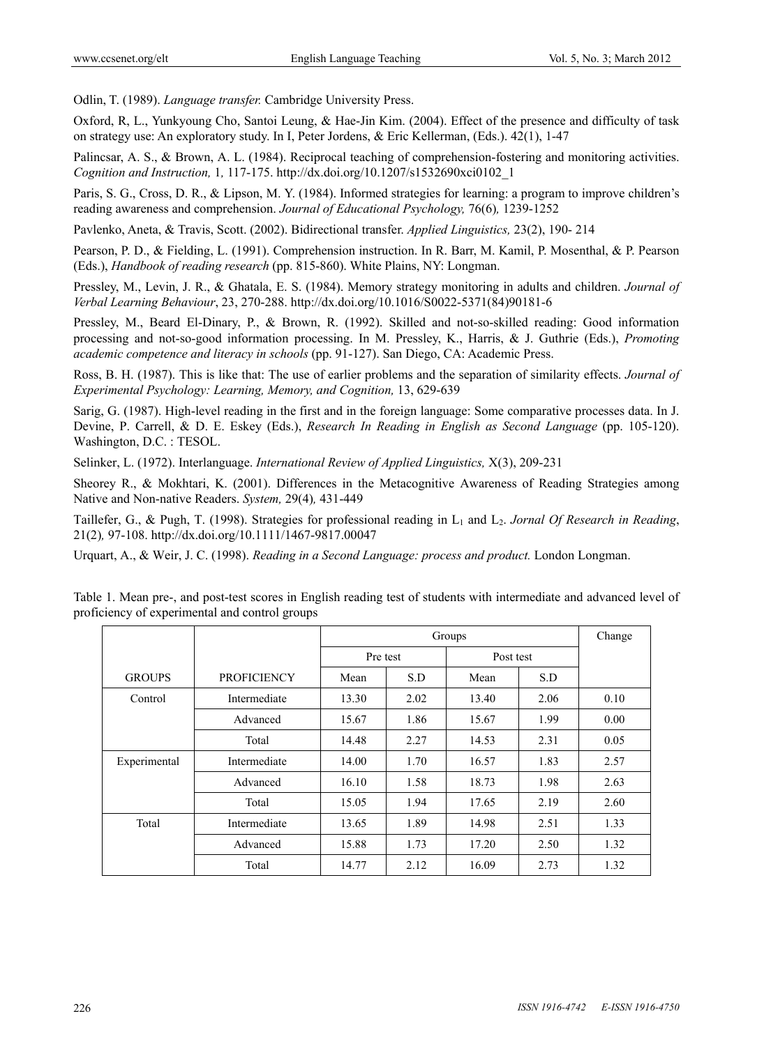Odlin, T. (1989). *Language transfer.* Cambridge University Press.

Oxford, R, L., Yunkyoung Cho, Santoi Leung, & Hae-Jin Kim. (2004). Effect of the presence and difficulty of task on strategy use: An exploratory study. In I, Peter Jordens, & Eric Kellerman, (Eds.). 42(1), 1-47

Palincsar, A. S., & Brown, A. L. (1984). Reciprocal teaching of comprehension-fostering and monitoring activities. *Cognition and Instruction,* 1*,* 117-175. http://dx.doi.org/10.1207/s1532690xci0102_1

Paris, S. G., Cross, D. R., & Lipson, M. Y. (1984). Informed strategies for learning: a program to improve children's reading awareness and comprehension. *Journal of Educational Psychology,* 76(6)*,* 1239-1252

Pavlenko, Aneta, & Travis, Scott. (2002). Bidirectional transfer. *Applied Linguistics,* 23(2), 190- 214

Pearson, P. D., & Fielding, L. (1991). Comprehension instruction. In R. Barr, M. Kamil, P. Mosenthal, & P. Pearson (Eds.), *Handbook of reading research* (pp. 815-860). White Plains, NY: Longman.

Pressley, M., Levin, J. R., & Ghatala, E. S. (1984). Memory strategy monitoring in adults and children. *Journal of Verbal Learning Behaviour*, 23, 270-288. http://dx.doi.org/10.1016/S0022-5371(84)90181-6

Pressley, M., Beard El-Dinary, P., & Brown, R. (1992). Skilled and not-so-skilled reading: Good information processing and not-so-good information processing. In M. Pressley, K., Harris, & J. Guthrie (Eds.), *Promoting academic competence and literacy in schools* (pp. 91-127). San Diego, CA: Academic Press.

Ross, B. H. (1987). This is like that: The use of earlier problems and the separation of similarity effects. *Journal of Experimental Psychology: Learning, Memory, and Cognition,* 13, 629-639

Sarig, G. (1987). High-level reading in the first and in the foreign language: Some comparative processes data. In J. Devine, P. Carrell, & D. E. Eskey (Eds.), *Research In Reading in English as Second Language* (pp. 105-120). Washington, D.C. : TESOL.

Selinker, L. (1972). Interlanguage. *International Review of Applied Linguistics,* X(3), 209-231

Sheorey R., & Mokhtari, K. (2001). Differences in the Metacognitive Awareness of Reading Strategies among Native and Non-native Readers. *System,* 29(4)*,* 431-449

Taillefer, G., & Pugh, T. (1998). Strategies for professional reading in $L_1$ and $L_2$. *Jornal Of Research in Reading*, 21(2)*,* 97-108. http://dx.doi.org/10.1111/1467-9817.00047

Urquart, A., & Weir, J. C. (1998). *Reading in a Second Language: process and product.* London Longman.

Table 1. Mean pre-, and post-test scores in English reading test of students with intermediate and advanced level of proficiency of experimental and control groups

| | | Groups | | | | Change |
|---|---|---|---|---|---|---|
| | | Pre test | | Post test | | |
| GROUPS | PROFICIENCY | Mean | S.D | Mean | S.D | |
| Control | Intermediate | 13.30 | 2.02 | 13.40 | 2.06 | 0.10 |
| | Advanced | 15.67 | 1.86 | 15.67 | 1.99 | 0.00 |
| | Total | 14.48 | 2.27 | 14.53 | 2.31 | 0.05 |
| Experimental | Intermediate | 14.00 | 1.70 | 16.57 | 1.83 | 2.57 |
| | Advanced | 16.10 | 1.58 | 18.73 | 1.98 | 2.63 |
| | Total | 15.05 | 1.94 | 17.65 | 2.19 | 2.60 |
| Total | Intermediate | 13.65 | 1.89 | 14.98 | 2.51 | 1.33 |
| | Advanced | 15.88 | 1.73 | 17.20 | 2.50 | 1.32 |
| | Total | 14.77 | 2.12 | 16.09 | 2.73 | 1.32 |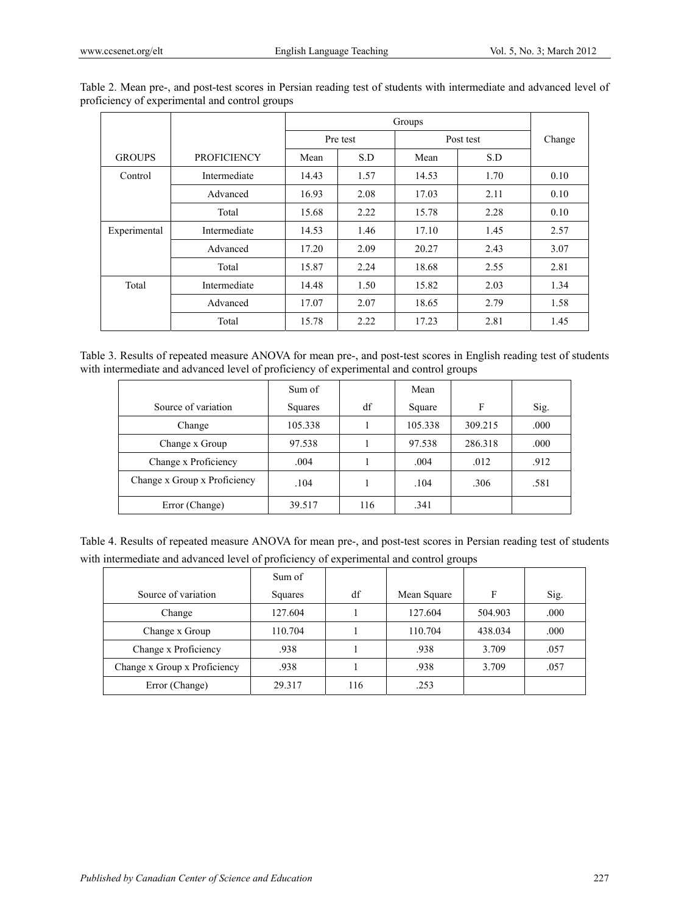Table 2. Mean pre-, and post-test scores in Persian reading test of students with intermediate and advanced level of proficiency of experimental and control groups

| | | Groups | | | | |
|---|---|---|---|---|---|---|
| | | Pre test | | Post test | | Change |
| GROUPS | PROFICIENCY | Mean | S.D | Mean | S.D | |
| Control | Intermediate | 14.43 | 1.57 | 14.53 | 1.70 | 0.10 |
| | Advanced | 16.93 | 2.08 | 17.03 | 2.11 | 0.10 |
| | Total | 15.68 | 2.22 | 15.78 | 2.28 | 0.10 |
| Experimental | Intermediate | 14.53 | 1.46 | 17.10 | 1.45 | 2.57 |
| | Advanced | 17.20 | 2.09 | 20.27 | 2.43 | 3.07 |
| | Total | 15.87 | 2.24 | 18.68 | 2.55 | 2.81 |
| Total | Intermediate | 14.48 | 1.50 | 15.82 | 2.03 | 1.34 |
| | Advanced | 17.07 | 2.07 | 18.65 | 2.79 | 1.58 |
| | Total | 15.78 | 2.22 | 17.23 | 2.81 | 1.45 |

Table 3. Results of repeated measure ANOVA for mean pre-, and post-test scores in English reading test of students with intermediate and advanced level of proficiency of experimental and control groups

| Source of variation | Sum of Squares | df | Mean Square | F | Sig. |
|---|---|---|---|---|---|
| Change | 105.338 | 1 | 105.338 | 309.215 | .000 |
| Change x Group | 97.538 | 1 | 97.538 | 286.318 | .000 |
| Change x Proficiency | .004 | 1 | .004 | .012 | .912 |
| Change x Group x Proficiency | .104 | 1 | .104 | .306 | .581 |
| Error (Change) | 39.517 | 116 | .341 | | |

Table 4. Results of repeated measure ANOVA for mean pre-, and post-test scores in Persian reading test of students with intermediate and advanced level of proficiency of experimental and control groups

| Source of variation | Sum of Squares | df | Mean Square | F | Sig. |
|---|---|---|---|---|---|
| Change | 127.604 | 1 | 127.604 | 504.903 | .000 |
| Change x Group | 110.704 | 1 | 110.704 | 438.034 | .000 |
| Change x Proficiency | .938 | 1 | .938 | 3.709 | .057 |
| Change x Group x Proficiency | .938 | 1 | .938 | 3.709 | .057 |
| Error (Change) | 29.317 | 116 | .253 | | |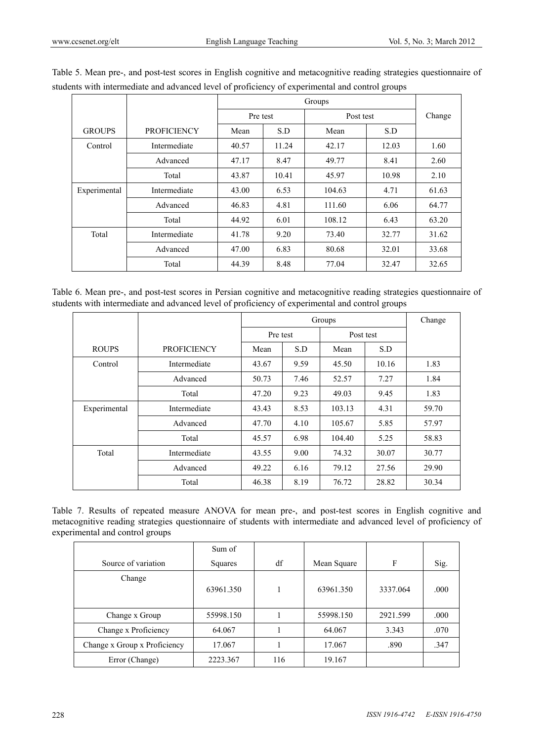Table 5. Mean pre-, and post-test scores in English cognitive and metacognitive reading strategies questionnaire of students with intermediate and advanced level of proficiency of experimental and control groups

| | | Groups | | | | Change |
|---|---|---|---|---|---|---|
| | | Pre test | | Post test | | |
| GROUPS | PROFICIENCY | Mean | S.D | Mean | S.D | |
| Control | Intermediate | 40.57 | 11.24 | 42.17 | 12.03 | 1.60 |
| | Advanced | 47.17 | 8.47 | 49.77 | 8.41 | 2.60 |
| | Total | 43.87 | 10.41 | 45.97 | 10.98 | 2.10 |
| Experimental | Intermediate | 43.00 | 6.53 | 104.63 | 4.71 | 61.63 |
| | Advanced | 46.83 | 4.81 | 111.60 | 6.06 | 64.77 |
| | Total | 44.92 | 6.01 | 108.12 | 6.43 | 63.20 |
| Total | Intermediate | 41.78 | 9.20 | 73.40 | 32.77 | 31.62 |
| | Advanced | 47.00 | 6.83 | 80.68 | 32.01 | 33.68 |
| | Total | 44.39 | 8.48 | 77.04 | 32.47 | 32.65 |

Table 6. Mean pre-, and post-test scores in Persian cognitive and metacognitive reading strategies questionnaire of students with intermediate and advanced level of proficiency of experimental and control groups

| | | Groups | | | | Change |
|---|---|---|---|---|---|---|
| | | Pre test | | Post test | | |
| ROUPS | PROFICIENCY | Mean | S.D | Mean | S.D | |
| Control | Intermediate | 43.67 | 9.59 | 45.50 | 10.16 | 1.83 |
| | Advanced | 50.73 | 7.46 | 52.57 | 7.27 | 1.84 |
| | Total | 47.20 | 9.23 | 49.03 | 9.45 | 1.83 |
| Experimental | Intermediate | 43.43 | 8.53 | 103.13 | 4.31 | 59.70 |
| | Advanced | 47.70 | 4.10 | 105.67 | 5.85 | 57.97 |
| | Total | 45.57 | 6.98 | 104.40 | 5.25 | 58.83 |
| Total | Intermediate | 43.55 | 9.00 | 74.32 | 30.07 | 30.77 |
| | Advanced | 49.22 | 6.16 | 79.12 | 27.56 | 29.90 |
| | Total | 46.38 | 8.19 | 76.72 | 28.82 | 30.34 |

Table 7. Results of repeated measure ANOVA for mean pre-, and post-test scores in English cognitive and metacognitive reading strategies questionnaire of students with intermediate and advanced level of proficiency of experimental and control groups

| Source of variation | Sum of Squares | df | Mean Square | F | Sig. |
|---|---|---|---|---|---|
| Change | 63961.350 | 1 | 63961.350 | 3337.064 | .000 |
| Change x Group | 55998.150 | 1 | 55998.150 | 2921.599 | .000 |
| Change x Proficiency | 64.067 | 1 | 64.067 | 3.343 | .070 |
| Change x Group x Proficiency | 17.067 | 1 | 17.067 | .890 | .347 |
| Error (Change) | 2223.367 | 116 | 19.167 | | |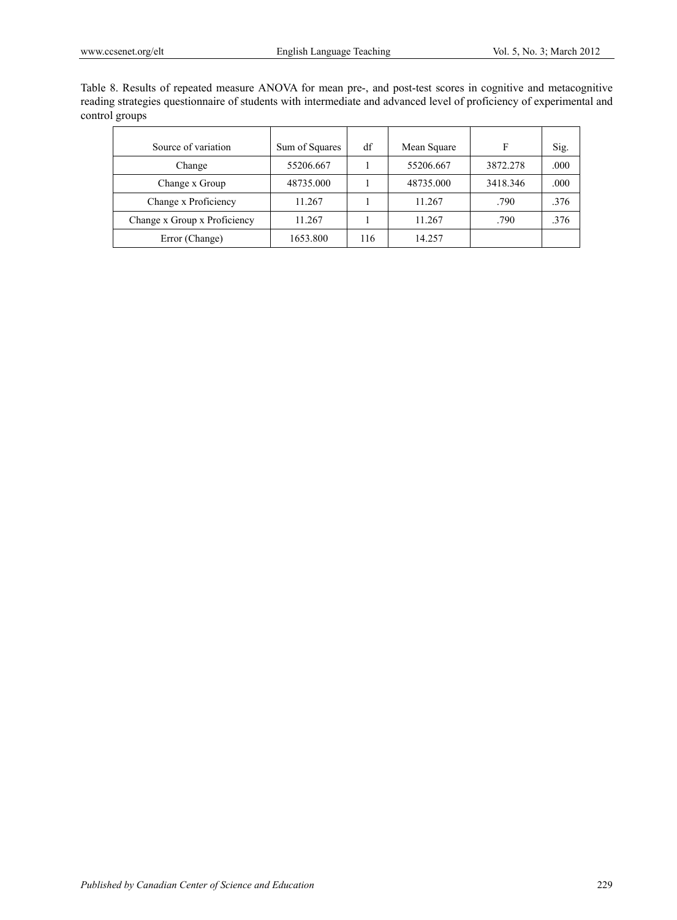Table 8. Results of repeated measure ANOVA for mean pre-, and post-test scores in cognitive and metacognitive reading strategies questionnaire of students with intermediate and advanced level of proficiency of experimental and control groups

| Source of variation | Sum of Squares | df | Mean Square | F | Sig. |
|---|---|---|---|---|---|
| Change | 55206.667 | 1 | 55206.667 | 3872.278 | .000 |
| Change x Group | 48735.000 | 1 | 48735.000 | 3418.346 | .000 |
| Change x Proficiency | 11.267 | 1 | 11.267 | .790 | .376 |
| Change x Group x Proficiency | 11.267 | 1 | 11.267 | .790 | .376 |
| Error (Change) | 1653.800 | 116 | 14.257 | | |